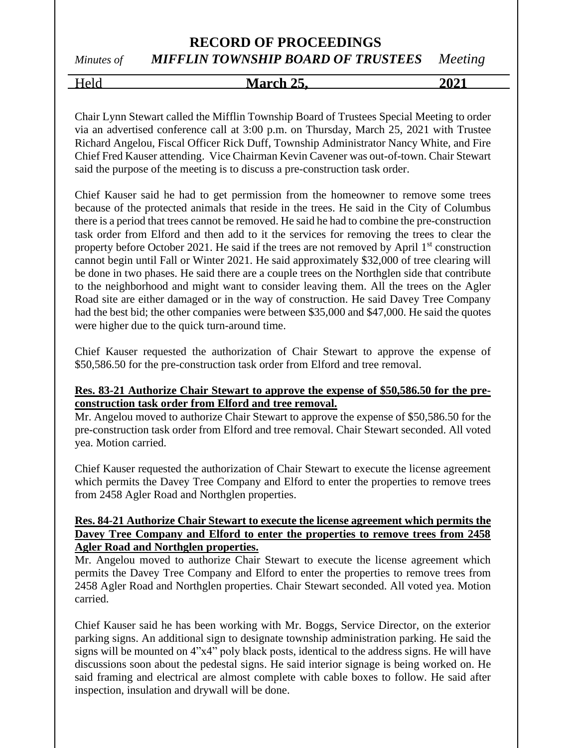# RECORD OF PROCEEDINGS

*Minutes of* ***MIFFLIN TOWNSHIP BOARD OF TRUSTEES*** *Meeting*

Held **March 25,** **2021**

Chair Lynn Stewart called the Mifflin Township Board of Trustees Special Meeting to order via an advertised conference call at 3:00 p.m. on Thursday, March 25, 2021 with Trustee Richard Angelou, Fiscal Officer Rick Duff, Township Administrator Nancy White, and Fire Chief Fred Kauser attending. Vice Chairman Kevin Cavener was out-of-town. Chair Stewart said the purpose of the meeting is to discuss a pre-construction task order.

Chief Kauser said he had to get permission from the homeowner to remove some trees because of the protected animals that reside in the trees. He said in the City of Columbus there is a period that trees cannot be removed. He said he had to combine the pre-construction task order from Elford and then add to it the services for removing the trees to clear the property before October 2021. He said if the trees are not removed by April 1st construction cannot begin until Fall or Winter 2021. He said approximately $32,000 of tree clearing will be done in two phases. He said there are a couple trees on the Northglen side that contribute to the neighborhood and might want to consider leaving them. All the trees on the Agler Road site are either damaged or in the way of construction. He said Davey Tree Company had the best bid; the other companies were between $35,000 and $47,000. He said the quotes were higher due to the quick turn-around time.

Chief Kauser requested the authorization of Chair Stewart to approve the expense of $50,586.50 for the pre-construction task order from Elford and tree removal.

**Res. 83-21 Authorize Chair Stewart to approve the expense of $50,586.50 for the pre-construction task order from Elford and tree removal.**

Mr. Angelou moved to authorize Chair Stewart to approve the expense of $50,586.50 for the pre-construction task order from Elford and tree removal. Chair Stewart seconded. All voted yea. Motion carried.

Chief Kauser requested the authorization of Chair Stewart to execute the license agreement which permits the Davey Tree Company and Elford to enter the properties to remove trees from 2458 Agler Road and Northglen properties.

**Res. 84-21 Authorize Chair Stewart to execute the license agreement which permits the Davey Tree Company and Elford to enter the properties to remove trees from 2458 Agler Road and Northglen properties.**

Mr. Angelou moved to authorize Chair Stewart to execute the license agreement which permits the Davey Tree Company and Elford to enter the properties to remove trees from 2458 Agler Road and Northglen properties. Chair Stewart seconded. All voted yea. Motion carried.

Chief Kauser said he has been working with Mr. Boggs, Service Director, on the exterior parking signs. An additional sign to designate township administration parking. He said the signs will be mounted on 4"x4" poly black posts, identical to the address signs. He will have discussions soon about the pedestal signs. He said interior signage is being worked on. He said framing and electrical are almost complete with cable boxes to follow. He said after inspection, insulation and drywall will be done.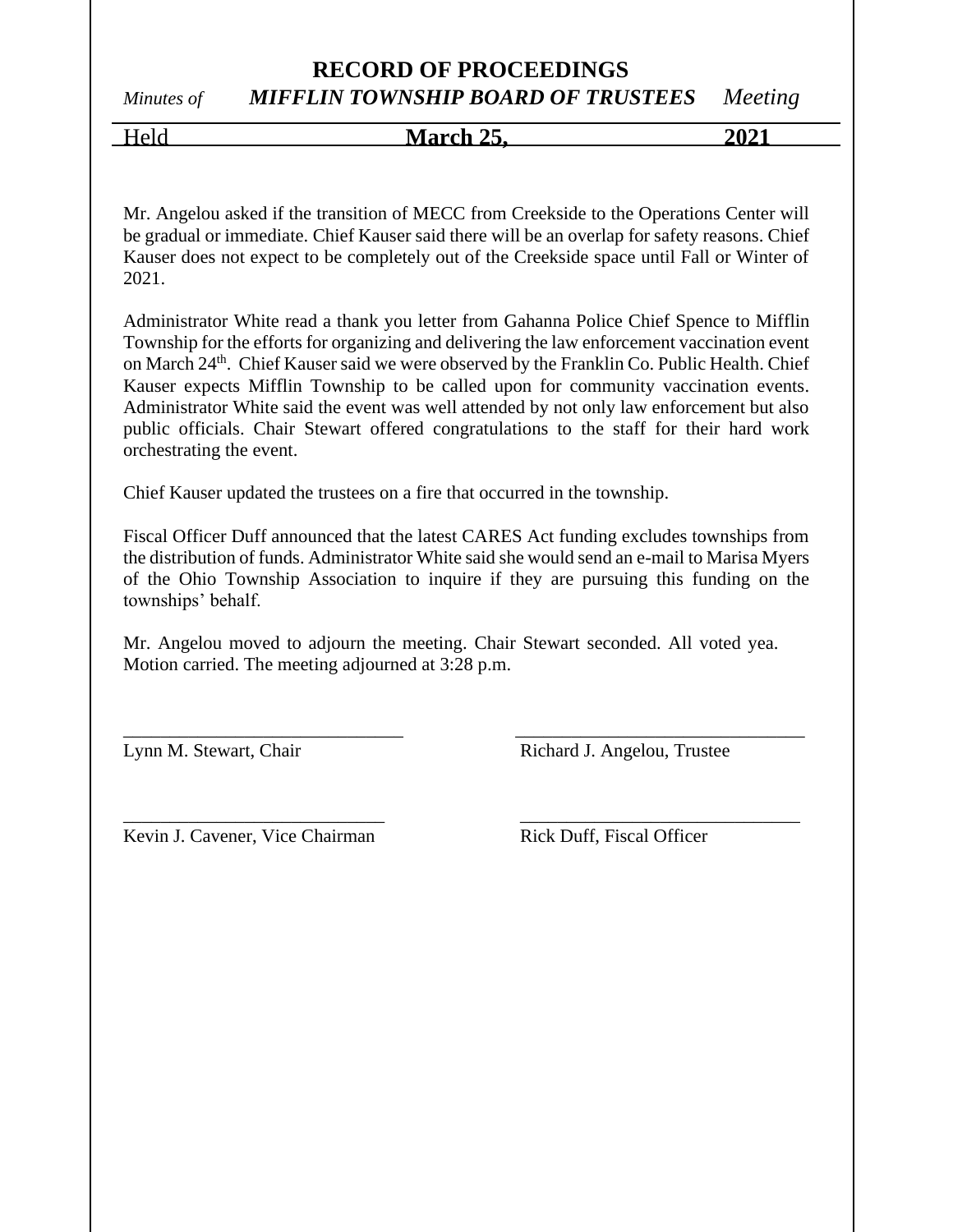Mr. Angelou asked if the transition of MECC from Creekside to the Operations Center will be gradual or immediate. Chief Kauser said there will be an overlap for safety reasons. Chief Kauser does not expect to be completely out of the Creekside space until Fall or Winter of 2021.

Administrator White read a thank you letter from Gahanna Police Chief Spence to Mifflin Township for the efforts for organizing and delivering the law enforcement vaccination event on March 24th. Chief Kauser said we were observed by the Franklin Co. Public Health. Chief Kauser expects Mifflin Township to be called upon for community vaccination events. Administrator White said the event was well attended by not only law enforcement but also public officials. Chair Stewart offered congratulations to the staff for their hard work orchestrating the event.

Chief Kauser updated the trustees on a fire that occurred in the township.

Fiscal Officer Duff announced that the latest CARES Act funding excludes townships from the distribution of funds. Administrator White said she would send an e-mail to Marisa Myers of the Ohio Township Association to inquire if they are pursuing this funding on the townships' behalf.

Mr. Angelou moved to adjourn the meeting. Chair Stewart seconded. All voted yea. Motion carried. The meeting adjourned at 3:28 p.m.

\_\_\_\_\_\_\_\_\_\_\_\_\_\_\_\_\_\_\_\_\_\_\_\_\_\_\_\_\_\_
Lynn M. Stewart, Chair

\_\_\_\_\_\_\_\_\_\_\_\_\_\_\_\_\_\_\_\_\_\_\_\_\_\_\_\_\_\_
Richard J. Angelou, Trustee

\_\_\_\_\_\_\_\_\_\_\_\_\_\_\_\_\_\_\_\_\_\_\_\_\_\_\_\_\_\_
Kevin J. Cavener, Vice Chairman

\_\_\_\_\_\_\_\_\_\_\_\_\_\_\_\_\_\_\_\_\_\_\_\_\_\_\_\_\_\_
Rick Duff, Fiscal Officer